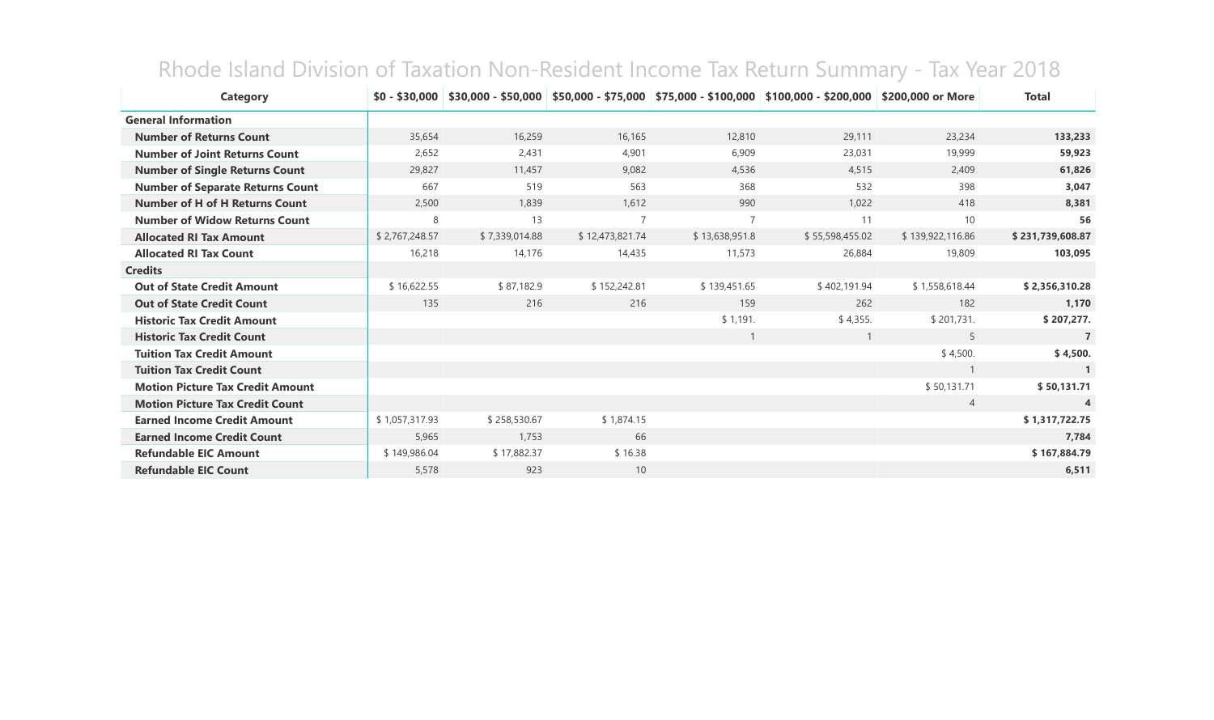# Rhode Island Division of Taxation Non-Resident Income Tax Return Summary - Tax Year 2018

| Category | $0 - $30,000 | $30,000 - $50,000 | $50,000 - $75,000 | $75,000 - $100,000 | $100,000 - $200,000 | $200,000 or More | Total |
|---|---|---|---|---|---|---|---|
| **General Information** | | | | | | | |
| **Number of Returns Count** | 35,654 | 16,259 | 16,165 | 12,810 | 29,111 | 23,234 | **133,233** |
| **Number of Joint Returns Count** | 2,652 | 2,431 | 4,901 | 6,909 | 23,031 | 19,999 | **59,923** |
| **Number of Single Returns Count** | 29,827 | 11,457 | 9,082 | 4,536 | 4,515 | 2,409 | **61,826** |
| **Number of Separate Returns Count** | 667 | 519 | 563 | 368 | 532 | 398 | **3,047** |
| **Number of H of H Returns Count** | 2,500 | 1,839 | 1,612 | 990 | 1,022 | 418 | **8,381** |
| **Number of Widow Returns Count** | 8 | 13 | 7 | 7 | 11 | 10 | **56** |
| **Allocated RI Tax Amount** | $ 2,767,248.57 | $ 7,339,014.88 | $ 12,473,821.74 | $ 13,638,951.8 | $ 55,598,455.02 | $ 139,922,116.86 | **$ 231,739,608.87** |
| **Allocated RI Tax Count** | 16,218 | 14,176 | 14,435 | 11,573 | 26,884 | 19,809 | **103,095** |
| **Credits** | | | | | | | |
| **Out of State Credit Amount** | $ 16,622.55 | $ 87,182.9 | $ 152,242.81 | $ 139,451.65 | $ 402,191.94 | $ 1,558,618.44 | **$ 2,356,310.28** |
| **Out of State Credit Count** | 135 | 216 | 216 | 159 | 262 | 182 | **1,170** |
| **Historic Tax Credit Amount** | | | | $ 1,191. | $ 4,355. | $ 201,731. | **$ 207,277.** |
| **Historic Tax Credit Count** | | | | 1 | 1 | 5 | **7** |
| **Tuition Tax Credit Amount** | | | | | | $ 4,500. | **$ 4,500.** |
| **Tuition Tax Credit Count** | | | | | | 1 | **1** |
| **Motion Picture Tax Credit Amount** | | | | | | $ 50,131.71 | **$ 50,131.71** |
| **Motion Picture Tax Credit Count** | | | | | | 4 | **4** |
| **Earned Income Credit Amount** | $ 1,057,317.93 | $ 258,530.67 | $ 1,874.15 | | | | **$ 1,317,722.75** |
| **Earned Income Credit Count** | 5,965 | 1,753 | 66 | | | | **7,784** |
| **Refundable EIC Amount** | $ 149,986.04 | $ 17,882.37 | $ 16.38 | | | | **$ 167,884.79** |
| **Refundable EIC Count** | 5,578 | 923 | 10 | | | | **6,511** |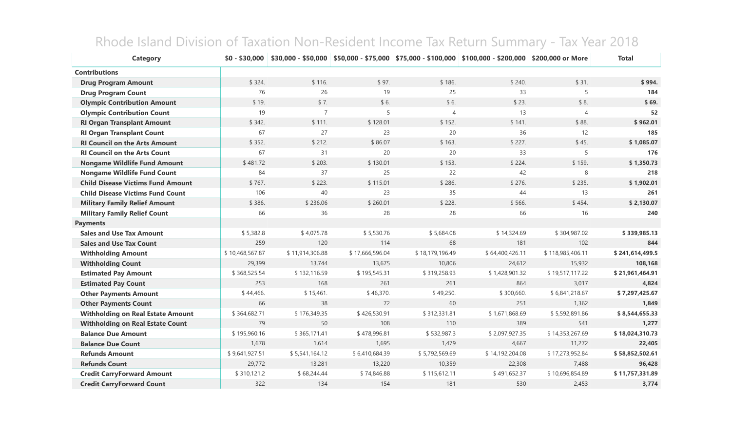# Rhode Island Division of Taxation Non-Resident Income Tax Return Summary - Tax Year 2018

| Category | $0 - $30,000 | $30,000 - $50,000 | $50,000 - $75,000 | $75,000 - $100,000 | $100,000 - $200,000 | $200,000 or More | Total |
|---|---|---|---|---|---|---|---|
| **Contributions** | | | | | | | |
| **Drug Program Amount** | $ 324. | $ 116. | $ 97. | $ 186. | $ 240. | $ 31. | **$ 994.** |
| **Drug Program Count** | 76 | 26 | 19 | 25 | 33 | 5 | **184** |
| **Olympic Contribution Amount** | $ 19. | $ 7. | $ 6. | $ 6. | $ 23. | $ 8. | **$ 69.** |
| **Olympic Contribution Count** | 19 | 7 | 5 | 4 | 13 | 4 | **52** |
| **RI Organ Transplant Amount** | $ 342. | $ 111. | $ 128.01 | $ 152. | $ 141. | $ 88. | **$ 962.01** |
| **RI Organ Transplant Count** | 67 | 27 | 23 | 20 | 36 | 12 | **185** |
| **RI Council on the Arts Amount** | $ 352. | $ 212. | $ 86.07 | $ 163. | $ 227. | $ 45. | **$ 1,085.07** |
| **RI Council on the Arts Count** | 67 | 31 | 20 | 20 | 33 | 5 | **176** |
| **Nongame Wildlife Fund Amount** | $ 481.72 | $ 203. | $ 130.01 | $ 153. | $ 224. | $ 159. | **$ 1,350.73** |
| **Nongame Wildlife Fund Count** | 84 | 37 | 25 | 22 | 42 | 8 | **218** |
| **Child Disease Victims Fund Amount** | $ 767. | $ 223. | $ 115.01 | $ 286. | $ 276. | $ 235. | **$ 1,902.01** |
| **Child Disease Victims Fund Count** | 106 | 40 | 23 | 35 | 44 | 13 | **261** |
| **Military Family Relief Amount** | $ 386. | $ 236.06 | $ 260.01 | $ 228. | $ 566. | $ 454. | **$ 2,130.07** |
| **Military Family Relief Count** | 66 | 36 | 28 | 28 | 66 | 16 | **240** |
| **Payments** | | | | | | | |
| **Sales and Use Tax Amount** | $ 5,382.8 | $ 4,075.78 | $ 5,530.76 | $ 5,684.08 | $ 14,324.69 | $ 304,987.02 | **$ 339,985.13** |
| **Sales and Use Tax Count** | 259 | 120 | 114 | 68 | 181 | 102 | **844** |
| **Withholding Amount** | $ 10,468,567.87 | $ 11,914,306.88 | $ 17,666,596.04 | $ 18,179,196.49 | $ 64,400,426.11 | $ 118,985,406.11 | **$ 241,614,499.5** |
| **Withholding Count** | 29,399 | 13,744 | 13,675 | 10,806 | 24,612 | 15,932 | **108,168** |
| **Estimated Pay Amount** | $ 368,525.54 | $ 132,116.59 | $ 195,545.31 | $ 319,258.93 | $ 1,428,901.32 | $ 19,517,117.22 | **$ 21,961,464.91** |
| **Estimated Pay Count** | 253 | 168 | 261 | 261 | 864 | 3,017 | **4,824** |
| **Other Payments Amount** | $ 44,466. | $ 15,461. | $ 46,370. | $ 49,250. | $ 300,660. | $ 6,841,218.67 | **$ 7,297,425.67** |
| **Other Payments Count** | 66 | 38 | 72 | 60 | 251 | 1,362 | **1,849** |
| **Withholding on Real Estate Amount** | $ 364,682.71 | $ 176,349.35 | $ 426,530.91 | $ 312,331.81 | $ 1,671,868.69 | $ 5,592,891.86 | **$ 8,544,655.33** |
| **Withholding on Real Estate Count** | 79 | 50 | 108 | 110 | 389 | 541 | **1,277** |
| **Balance Due Amount** | $ 195,960.16 | $ 365,171.41 | $ 478,996.81 | $ 532,987.3 | $ 2,097,927.35 | $ 14,353,267.69 | **$ 18,024,310.73** |
| **Balance Due Count** | 1,678 | 1,614 | 1,695 | 1,479 | 4,667 | 11,272 | **22,405** |
| **Refunds Amount** | $ 9,641,927.51 | $ 5,541,164.12 | $ 6,410,684.39 | $ 5,792,569.69 | $ 14,192,204.08 | $ 17,273,952.84 | **$ 58,852,502.61** |
| **Refunds Count** | 29,772 | 13,281 | 13,220 | 10,359 | 22,308 | 7,488 | **96,428** |
| **Credit CarryForward Amount** | $ 310,121.2 | $ 68,244.44 | $ 74,846.88 | $ 115,612.11 | $ 491,652.37 | $ 10,696,854.89 | **$ 11,757,331.89** |
| **Credit CarryForward Count** | 322 | 134 | 154 | 181 | 530 | 2,453 | **3,774** |